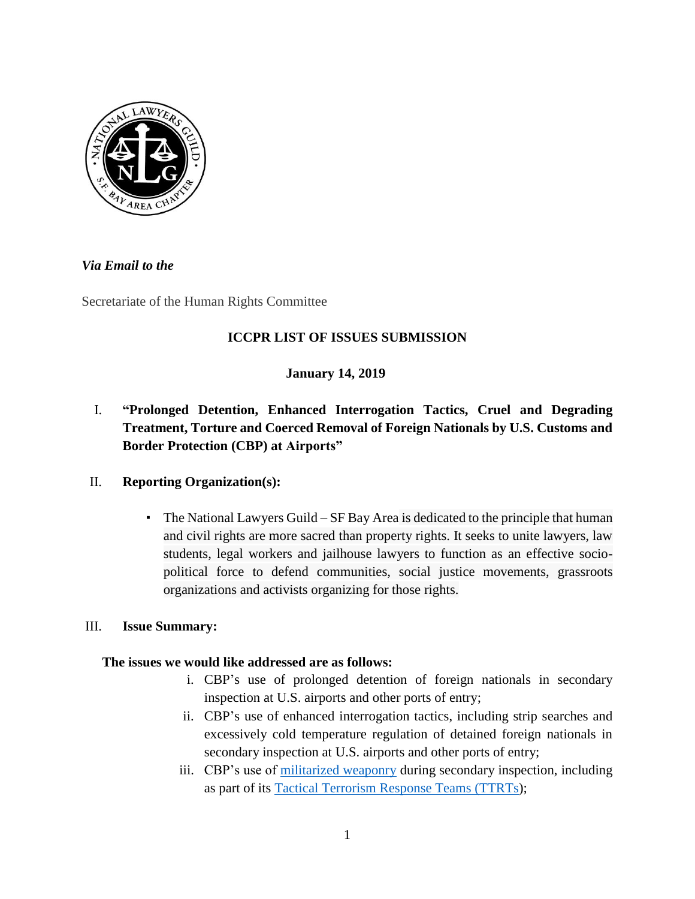*Via Email to the*

Secretariate of the Human Rights Committee

**ICCPR LIST OF ISSUES SUBMISSION**

**January 14, 2019**

I. **"Prolonged Detention, Enhanced Interrogation Tactics, Cruel and Degrading Treatment, Torture and Coerced Removal of Foreign Nationals by U.S. Customs and Border Protection (CBP) at Airports"**

II. **Reporting Organization(s):**

- The National Lawyers Guild – SF Bay Area is dedicated to the principle that human and civil rights are more sacred than property rights. It seeks to unite lawyers, law students, legal workers and jailhouse lawyers to function as an effective socio-political force to defend communities, social justice movements, grassroots organizations and activists organizing for those rights.

III. **Issue Summary:**

**The issues we would like addressed are as follows:**

i. CBP's use of prolonged detention of foreign nationals in secondary inspection at U.S. airports and other ports of entry;

ii. CBP's use of enhanced interrogation tactics, including strip searches and excessively cold temperature regulation of detained foreign nationals in secondary inspection at U.S. airports and other ports of entry;

iii. CBP's use of militarized weaponry during secondary inspection, including as part of its Tactical Terrorism Response Teams (TTRTs);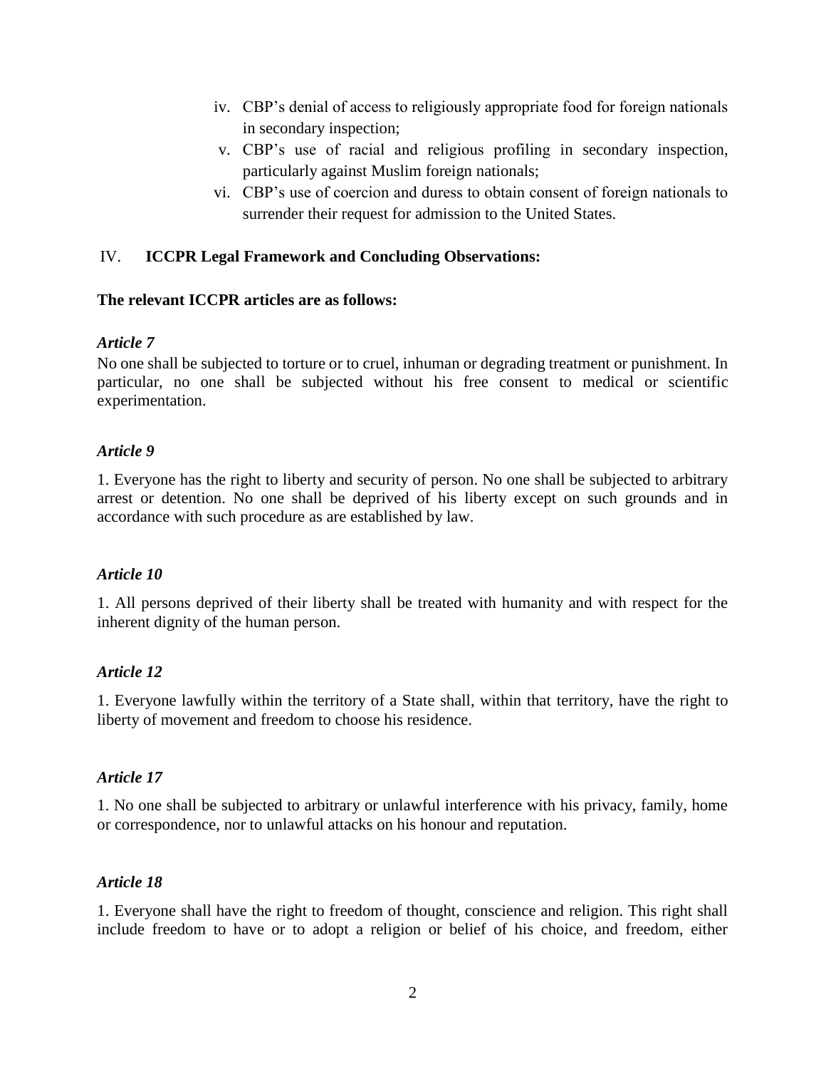iv. CBP's denial of access to religiously appropriate food for foreign nationals in secondary inspection;
v. CBP's use of racial and religious profiling in secondary inspection, particularly against Muslim foreign nationals;
vi. CBP's use of coercion and duress to obtain consent of foreign nationals to surrender their request for admission to the United States.

## IV. **ICCPR Legal Framework and Concluding Observations:**

**The relevant ICCPR articles are as follows:**

***Article 7***

No one shall be subjected to torture or to cruel, inhuman or degrading treatment or punishment. In particular, no one shall be subjected without his free consent to medical or scientific experimentation.

***Article 9***

1. Everyone has the right to liberty and security of person. No one shall be subjected to arbitrary arrest or detention. No one shall be deprived of his liberty except on such grounds and in accordance with such procedure as are established by law.

***Article 10***

1. All persons deprived of their liberty shall be treated with humanity and with respect for the inherent dignity of the human person.

***Article 12***

1. Everyone lawfully within the territory of a State shall, within that territory, have the right to liberty of movement and freedom to choose his residence.

***Article 17***

1. No one shall be subjected to arbitrary or unlawful interference with his privacy, family, home or correspondence, nor to unlawful attacks on his honour and reputation.

***Article 18***

1. Everyone shall have the right to freedom of thought, conscience and religion. This right shall include freedom to have or to adopt a religion or belief of his choice, and freedom, either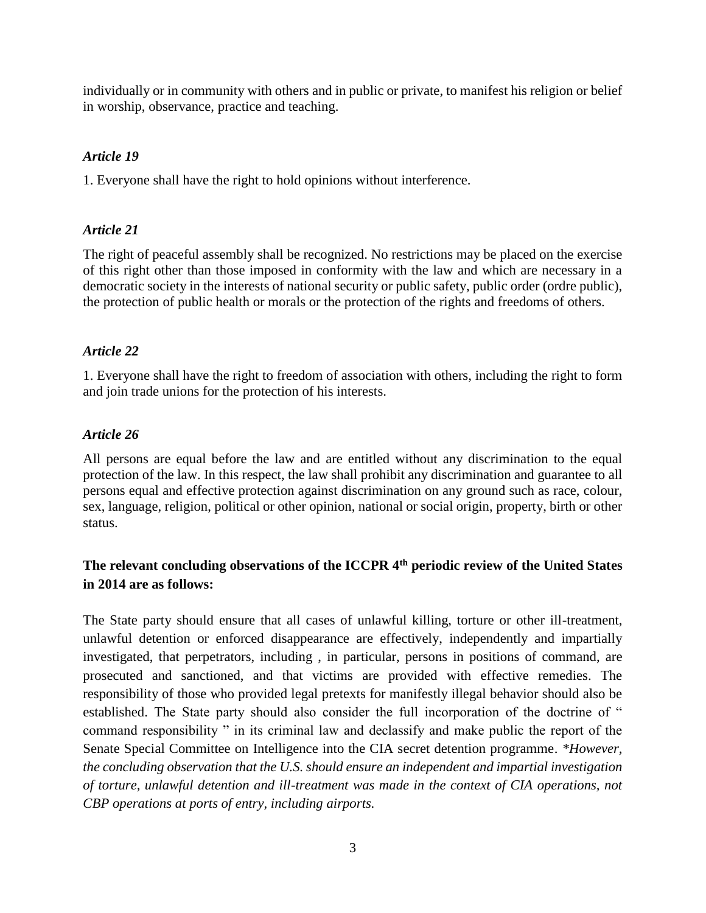individually or in community with others and in public or private, to manifest his religion or belief in worship, observance, practice and teaching.

### *Article 19*

1. Everyone shall have the right to hold opinions without interference.

### *Article 21*

The right of peaceful assembly shall be recognized. No restrictions may be placed on the exercise of this right other than those imposed in conformity with the law and which are necessary in a democratic society in the interests of national security or public safety, public order (ordre public), the protection of public health or morals or the protection of the rights and freedoms of others.

### *Article 22*

1. Everyone shall have the right to freedom of association with others, including the right to form and join trade unions for the protection of his interests.

### *Article 26*

All persons are equal before the law and are entitled without any discrimination to the equal protection of the law. In this respect, the law shall prohibit any discrimination and guarantee to all persons equal and effective protection against discrimination on any ground such as race, colour, sex, language, religion, political or other opinion, national or social origin, property, birth or other status.

### **The relevant concluding observations of the ICCPR 4th periodic review of the United States in 2014 are as follows:**

The State party should ensure that all cases of unlawful killing, torture or other ill-treatment, unlawful detention or enforced disappearance are effectively, independently and impartially investigated, that perpetrators, including , in particular, persons in positions of command, are prosecuted and sanctioned, and that victims are provided with effective remedies. The responsibility of those who provided legal pretexts for manifestly illegal behavior should also be established. The State party should also consider the full incorporation of the doctrine of " command responsibility " in its criminal law and declassify and make public the report of the Senate Special Committee on Intelligence into the CIA secret detention programme. *\*However, the concluding observation that the U.S. should ensure an independent and impartial investigation of torture, unlawful detention and ill-treatment was made in the context of CIA operations, not CBP operations at ports of entry, including airports.*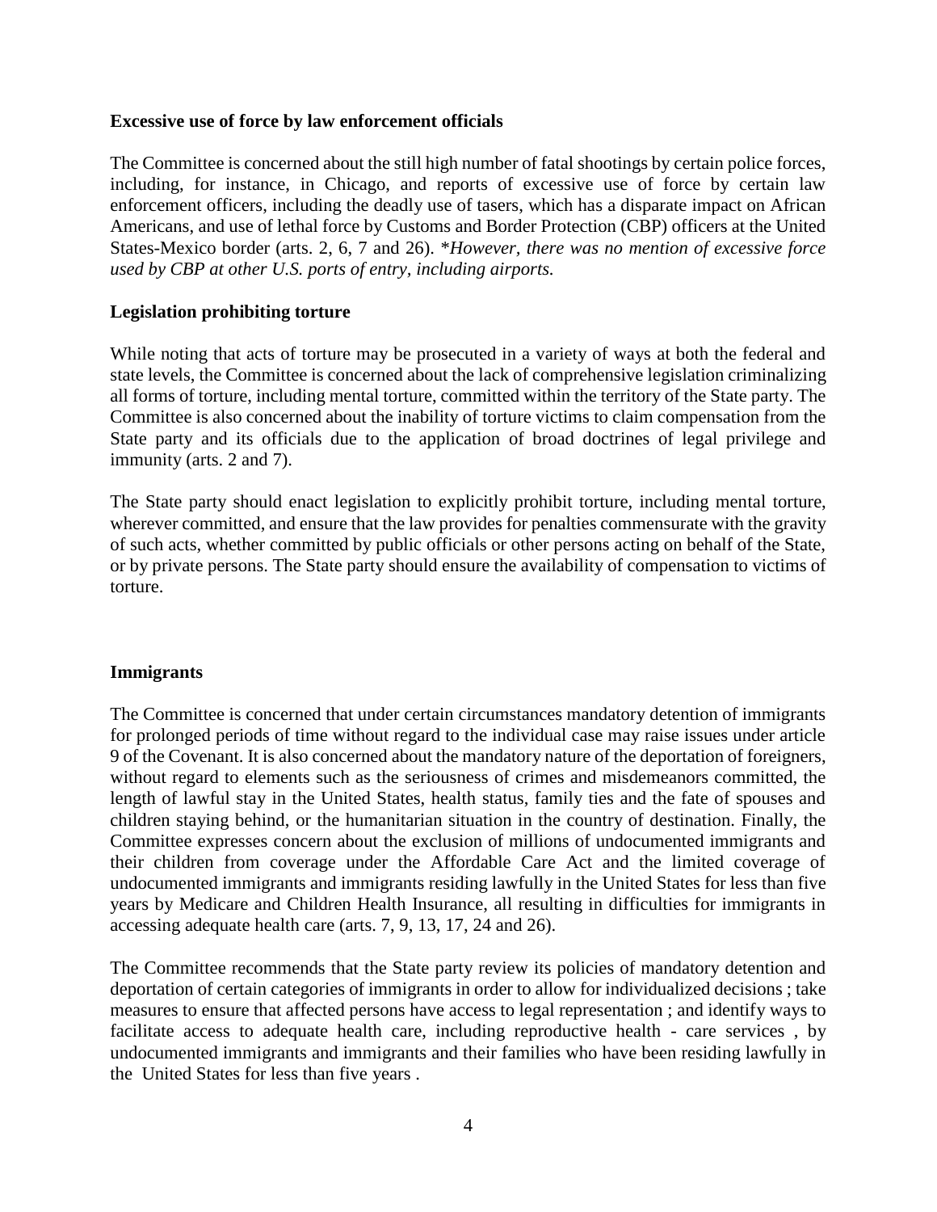**Excessive use of force by law enforcement officials**

The Committee is concerned about the still high number of fatal shootings by certain police forces, including, for instance, in Chicago, and reports of excessive use of force by certain law enforcement officers, including the deadly use of tasers, which has a disparate impact on African Americans, and use of lethal force by Customs and Border Protection (CBP) officers at the United States-Mexico border (arts. 2, 6, 7 and 26). **However, there was no mention of excessive force used by CBP at other U.S. ports of entry, including airports.*

**Legislation prohibiting torture**

While noting that acts of torture may be prosecuted in a variety of ways at both the federal and state levels, the Committee is concerned about the lack of comprehensive legislation criminalizing all forms of torture, including mental torture, committed within the territory of the State party. The Committee is also concerned about the inability of torture victims to claim compensation from the State party and its officials due to the application of broad doctrines of legal privilege and immunity (arts. 2 and 7).

The State party should enact legislation to explicitly prohibit torture, including mental torture, wherever committed, and ensure that the law provides for penalties commensurate with the gravity of such acts, whether committed by public officials or other persons acting on behalf of the State, or by private persons. The State party should ensure the availability of compensation to victims of torture.

**Immigrants**

The Committee is concerned that under certain circumstances mandatory detention of immigrants for prolonged periods of time without regard to the individual case may raise issues under article 9 of the Covenant. It is also concerned about the mandatory nature of the deportation of foreigners, without regard to elements such as the seriousness of crimes and misdemeanors committed, the length of lawful stay in the United States, health status, family ties and the fate of spouses and children staying behind, or the humanitarian situation in the country of destination. Finally, the Committee expresses concern about the exclusion of millions of undocumented immigrants and their children from coverage under the Affordable Care Act and the limited coverage of undocumented immigrants and immigrants residing lawfully in the United States for less than five years by Medicare and Children Health Insurance, all resulting in difficulties for immigrants in accessing adequate health care (arts. 7, 9, 13, 17, 24 and 26).

The Committee recommends that the State party review its policies of mandatory detention and deportation of certain categories of immigrants in order to allow for individualized decisions ; take measures to ensure that affected persons have access to legal representation ; and identify ways to facilitate access to adequate health care, including reproductive health - care services , by undocumented immigrants and immigrants and their families who have been residing lawfully in the United States for less than five years .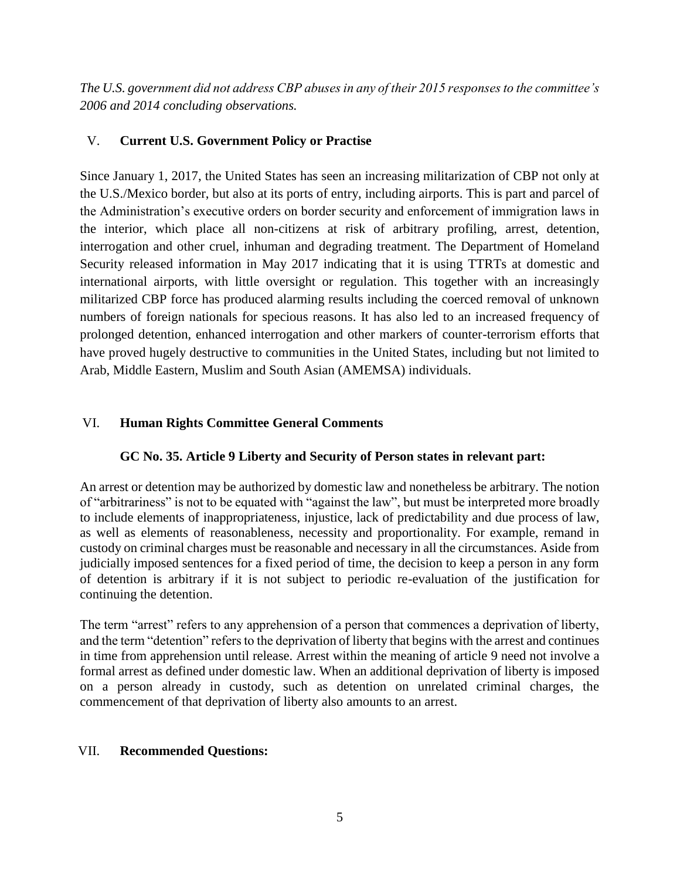*The U.S. government did not address CBP abuses in any of their 2015 responses to the committee's 2006 and 2014 concluding observations.*

## V. Current U.S. Government Policy or Practise

Since January 1, 2017, the United States has seen an increasing militarization of CBP not only at the U.S./Mexico border, but also at its ports of entry, including airports. This is part and parcel of the Administration's executive orders on border security and enforcement of immigration laws in the interior, which place all non-citizens at risk of arbitrary profiling, arrest, detention, interrogation and other cruel, inhuman and degrading treatment. The Department of Homeland Security released information in May 2017 indicating that it is using TTRTs at domestic and international airports, with little oversight or regulation. This together with an increasingly militarized CBP force has produced alarming results including the coerced removal of unknown numbers of foreign nationals for specious reasons. It has also led to an increased frequency of prolonged detention, enhanced interrogation and other markers of counter-terrorism efforts that have proved hugely destructive to communities in the United States, including but not limited to Arab, Middle Eastern, Muslim and South Asian (AMEMSA) individuals.

## VI. Human Rights Committee General Comments

### GC No. 35. Article 9 Liberty and Security of Person states in relevant part:

An arrest or detention may be authorized by domestic law and nonetheless be arbitrary. The notion of "arbitrariness" is not to be equated with "against the law", but must be interpreted more broadly to include elements of inappropriateness, injustice, lack of predictability and due process of law, as well as elements of reasonableness, necessity and proportionality. For example, remand in custody on criminal charges must be reasonable and necessary in all the circumstances. Aside from judicially imposed sentences for a fixed period of time, the decision to keep a person in any form of detention is arbitrary if it is not subject to periodic re-evaluation of the justification for continuing the detention.

The term "arrest" refers to any apprehension of a person that commences a deprivation of liberty, and the term "detention" refers to the deprivation of liberty that begins with the arrest and continues in time from apprehension until release. Arrest within the meaning of article 9 need not involve a formal arrest as defined under domestic law. When an additional deprivation of liberty is imposed on a person already in custody, such as detention on unrelated criminal charges, the commencement of that deprivation of liberty also amounts to an arrest.

## VII. Recommended Questions: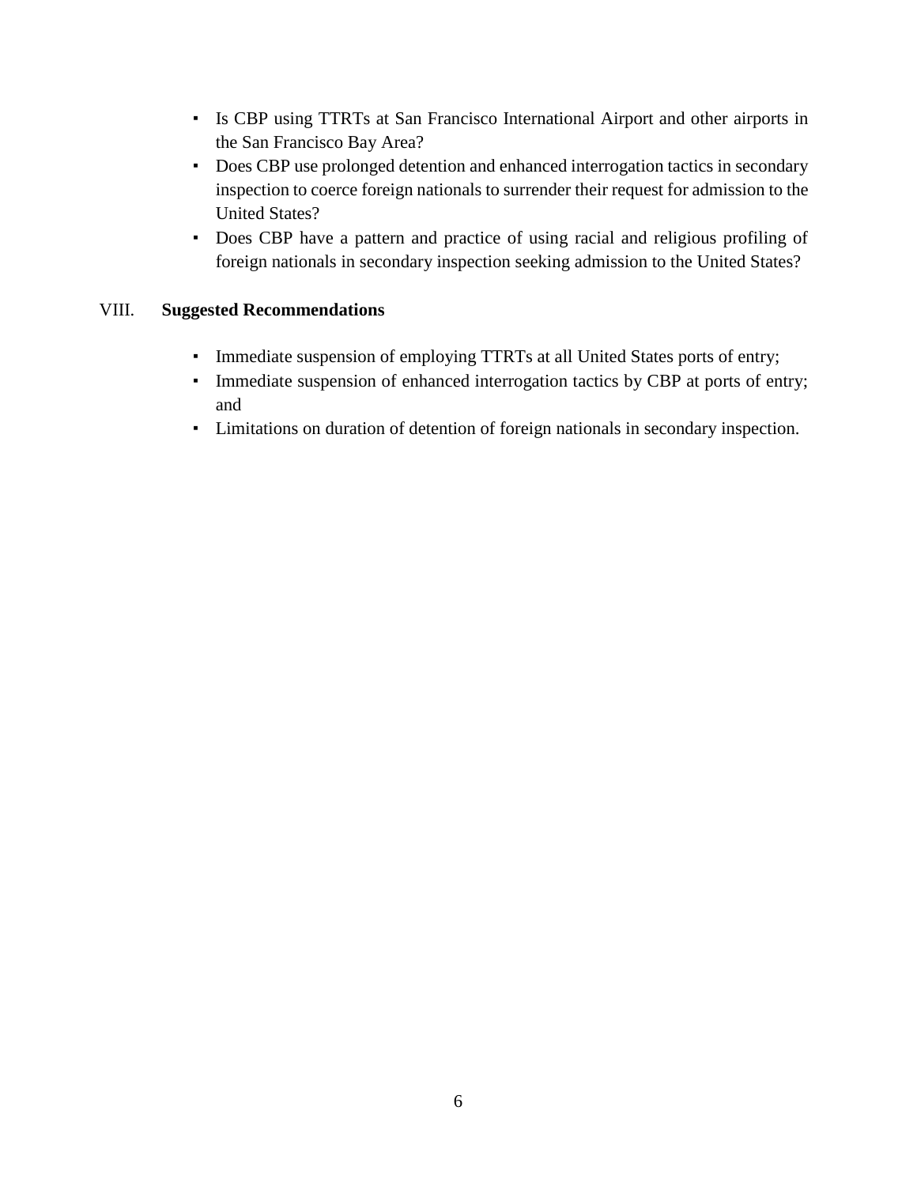- Is CBP using TTRTs at San Francisco International Airport and other airports in the San Francisco Bay Area?
- Does CBP use prolonged detention and enhanced interrogation tactics in secondary inspection to coerce foreign nationals to surrender their request for admission to the United States?
- Does CBP have a pattern and practice of using racial and religious profiling of foreign nationals in secondary inspection seeking admission to the United States?

## VIII. Suggested Recommendations

- Immediate suspension of employing TTRTs at all United States ports of entry;
- Immediate suspension of enhanced interrogation tactics by CBP at ports of entry; and
- Limitations on duration of detention of foreign nationals in secondary inspection.